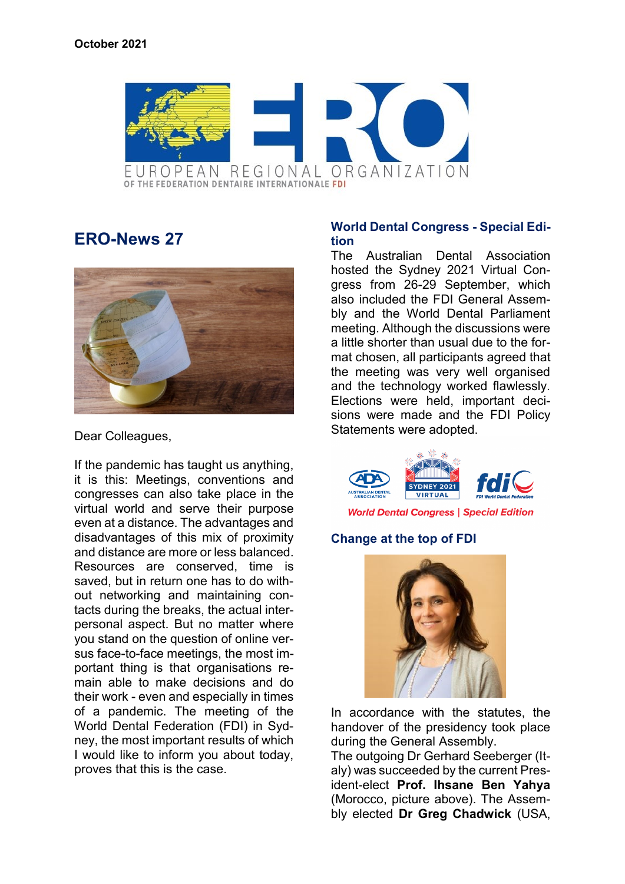**October 2021**

EUROPEAN REGIONAL ORGANIZATION
OF THE FEDERATION DENTAIRE INTERNATIONALE FDI

# ERO-News 27

Dear Colleagues,

If the pandemic has taught us anything, it is this: Meetings, conventions and congresses can also take place in the virtual world and serve their purpose even at a distance. The advantages and disadvantages of this mix of proximity and distance are more or less balanced. Resources are conserved, time is saved, but in return one has to do without networking and maintaining contacts during the breaks, the actual interpersonal aspect. But no matter where you stand on the question of online versus face-to-face meetings, the most important thing is that organisations remain able to make decisions and do their work - even and especially in times of a pandemic. The meeting of the World Dental Federation (FDI) in Sydney, the most important results of which I would like to inform you about today, proves that this is the case.

### World Dental Congress - Special Edition

The Australian Dental Association hosted the Sydney 2021 Virtual Congress from 26-29 September, which also included the FDI General Assembly and the World Dental Parliament meeting. Although the discussions were a little shorter than usual due to the format chosen, all participants agreed that the meeting was very well organised and the technology worked flawlessly. Elections were held, important decisions were made and the FDI Policy Statements were adopted.

*World Dental Congress | Special Edition*

### Change at the top of FDI

In accordance with the statutes, the handover of the presidency took place during the General Assembly.
The outgoing Dr Gerhard Seeberger (Italy) was succeeded by the current President-elect **Prof. Ihsane Ben Yahya** (Morocco, picture above). The Assembly elected **Dr Greg Chadwick** (USA,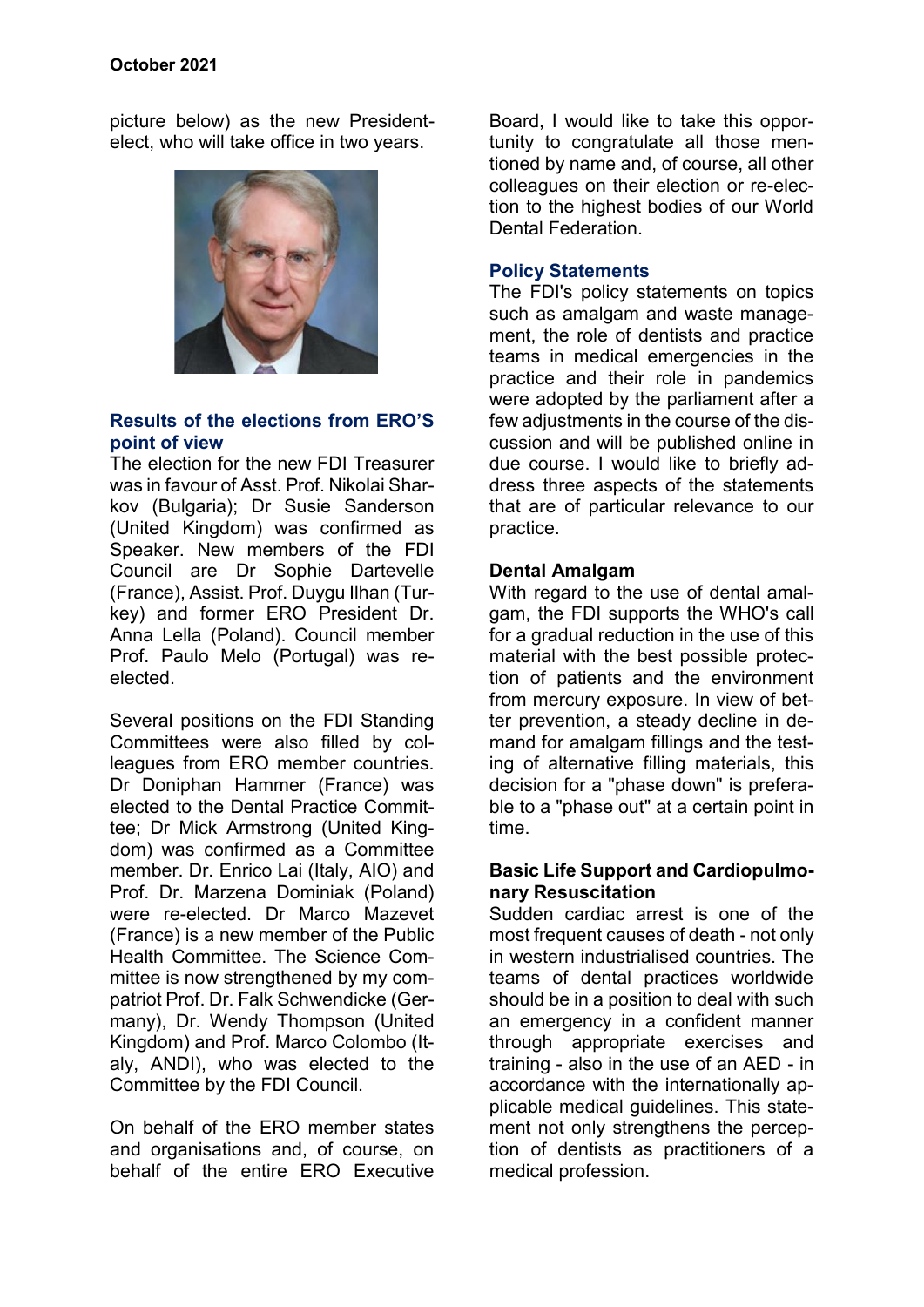picture below) as the new President-elect, who will take office in two years.

### Results of the elections from ERO'S point of view

The election for the new FDI Treasurer was in favour of Asst. Prof. Nikolai Sharkov (Bulgaria); Dr Susie Sanderson (United Kingdom) was confirmed as Speaker. New members of the FDI Council are Dr Sophie Dartevelle (France), Assist. Prof. Duygu Ilhan (Turkey) and former ERO President Dr. Anna Lella (Poland). Council member Prof. Paulo Melo (Portugal) was re-elected.

Several positions on the FDI Standing Committees were also filled by colleagues from ERO member countries. Dr Doniphan Hammer (France) was elected to the Dental Practice Committee; Dr Mick Armstrong (United Kingdom) was confirmed as a Committee member. Dr. Enrico Lai (Italy, AIO) and Prof. Dr. Marzena Dominiak (Poland) were re-elected. Dr Marco Mazevet (France) is a new member of the Public Health Committee. The Science Committee is now strengthened by my compatriot Prof. Dr. Falk Schwendicke (Germany), Dr. Wendy Thompson (United Kingdom) and Prof. Marco Colombo (Italy, ANDI), who was elected to the Committee by the FDI Council.

On behalf of the ERO member states and organisations and, of course, on behalf of the entire ERO Executive Board, I would like to take this opportunity to congratulate all those mentioned by name and, of course, all other colleagues on their election or re-election to the highest bodies of our World Dental Federation.

### Policy Statements

The FDI's policy statements on topics such as amalgam and waste management, the role of dentists and practice teams in medical emergencies in the practice and their role in pandemics were adopted by the parliament after a few adjustments in the course of the discussion and will be published online in due course. I would like to briefly address three aspects of the statements that are of particular relevance to our practice.

**Dental Amalgam**

With regard to the use of dental amalgam, the FDI supports the WHO's call for a gradual reduction in the use of this material with the best possible protection of patients and the environment from mercury exposure. In view of better prevention, a steady decline in demand for amalgam fillings and the testing of alternative filling materials, this decision for a "phase down" is preferable to a "phase out" at a certain point in time.

**Basic Life Support and Cardiopulmonary Resuscitation**

Sudden cardiac arrest is one of the most frequent causes of death - not only in western industrialised countries. The teams of dental practices worldwide should be in a position to deal with such an emergency in a confident manner through appropriate exercises and training - also in the use of an AED - in accordance with the internationally applicable medical guidelines. This statement not only strengthens the perception of dentists as practitioners of a medical profession.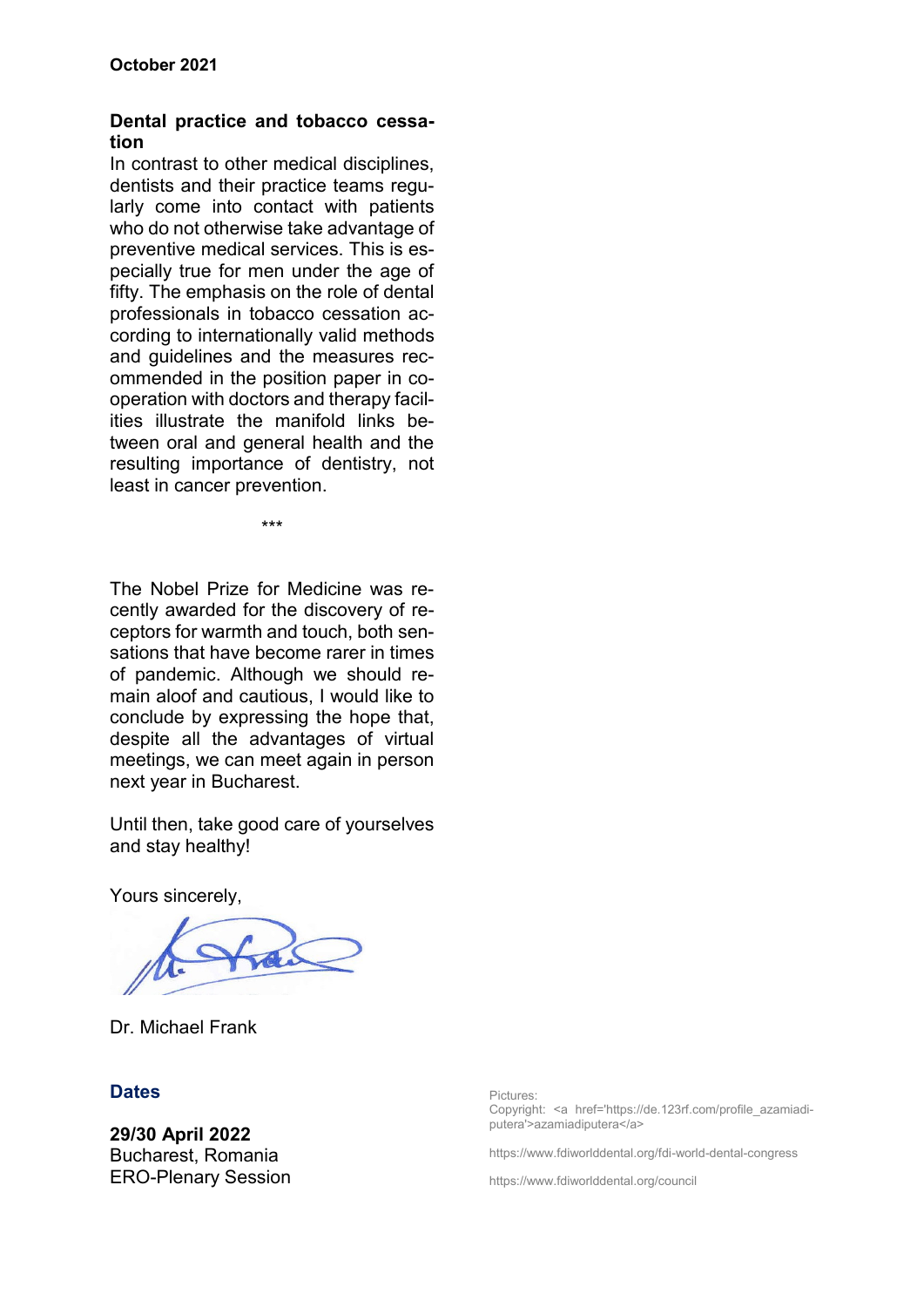**October 2021**

**Dental practice and tobacco cessation**

In contrast to other medical disciplines, dentists and their practice teams regularly come into contact with patients who do not otherwise take advantage of preventive medical services. This is especially true for men under the age of fifty. The emphasis on the role of dental professionals in tobacco cessation according to internationally valid methods and guidelines and the measures recommended in the position paper in cooperation with doctors and therapy facilities illustrate the manifold links between oral and general health and the resulting importance of dentistry, not least in cancer prevention.

***

The Nobel Prize for Medicine was recently awarded for the discovery of receptors for warmth and touch, both sensations that have become rarer in times of pandemic. Although we should remain aloof and cautious, I would like to conclude by expressing the hope that, despite all the advantages of virtual meetings, we can meet again in person next year in Bucharest.

Until then, take good care of yourselves and stay healthy!

Yours sincerely,

Dr. Michael Frank

## Dates

**29/30 April 2022**
Bucharest, Romania
ERO-Plenary Session

Pictures:
Copyright: <a href='https://de.123rf.com/profile_azamiadiputera'>azamiadiputera</a>

https://www.fdiworlddental.org/fdi-world-dental-congress

https://www.fdiworlddental.org/council